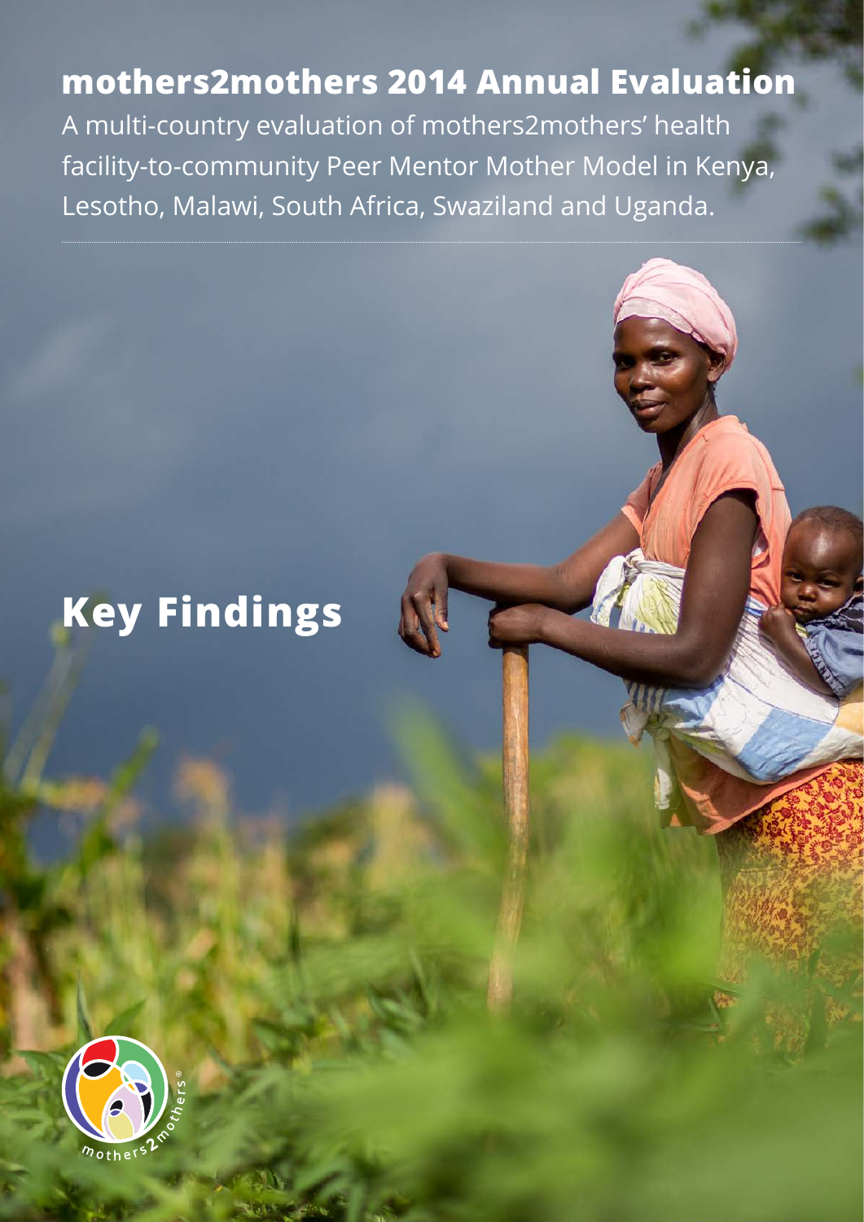# mothers2mothers 2014 Annual Evaluation

A multi-country evaluation of mothers2mothers' health facility-to-community Peer Mentor Mother Model in Kenya, Lesotho, Malawi, South Africa, Swaziland and Uganda.

## Key Findings

mothers2mothers®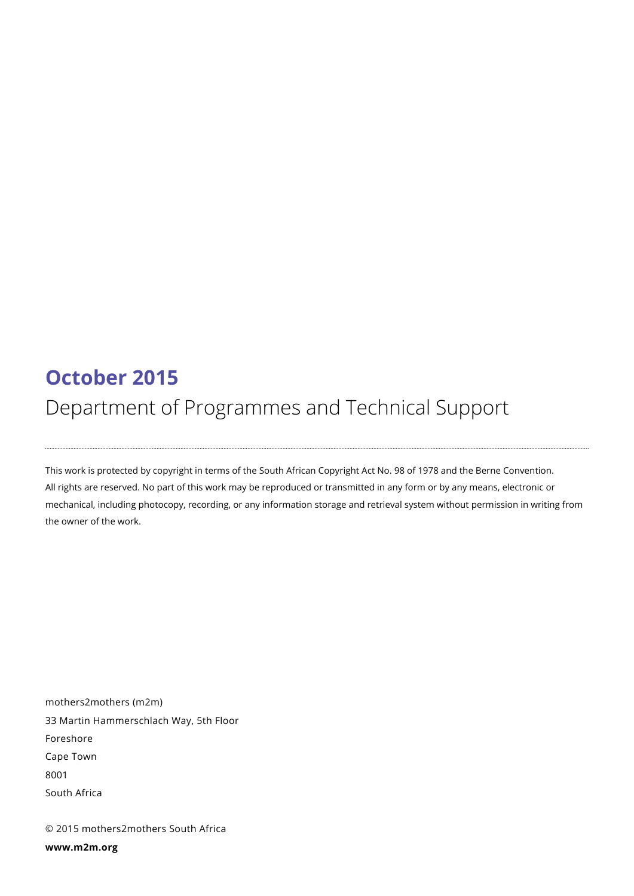**October 2015**

Department of Programmes and Technical Support

---

This work is protected by copyright in terms of the South African Copyright Act No. 98 of 1978 and the Berne Convention. All rights are reserved. No part of this work may be reproduced or transmitted in any form or by any means, electronic or mechanical, including photocopy, recording, or any information storage and retrieval system without permission in writing from the owner of the work.

mothers2mothers (m2m)
33 Martin Hammerschlach Way, 5th Floor
Foreshore
Cape Town
8001
South Africa

© 2015 mothers2mothers South Africa

**www.m2m.org**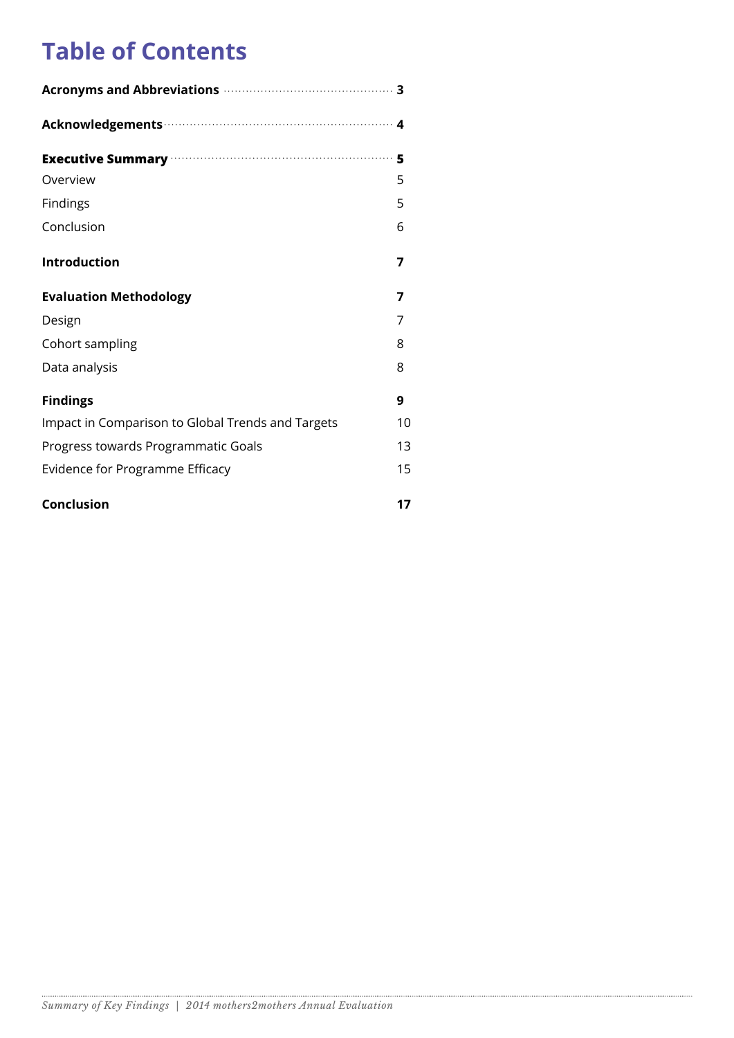# Table of Contents

| | |
|---|---|
| **Acronyms and Abbreviations** | **3** |
| **Acknowledgements** | **4** |
| **Executive Summary** | **5** |
| Overview | 5 |
| Findings | 5 |
| Conclusion | 6 |
| **Introduction** | **7** |
| **Evaluation Methodology** | **7** |
| Design | 7 |
| Cohort sampling | 8 |
| Data analysis | 8 |
| **Findings** | **9** |
| Impact in Comparison to Global Trends and Targets | 10 |
| Progress towards Programmatic Goals | 13 |
| Evidence for Programme Efficacy | 15 |
| **Conclusion** | **17** |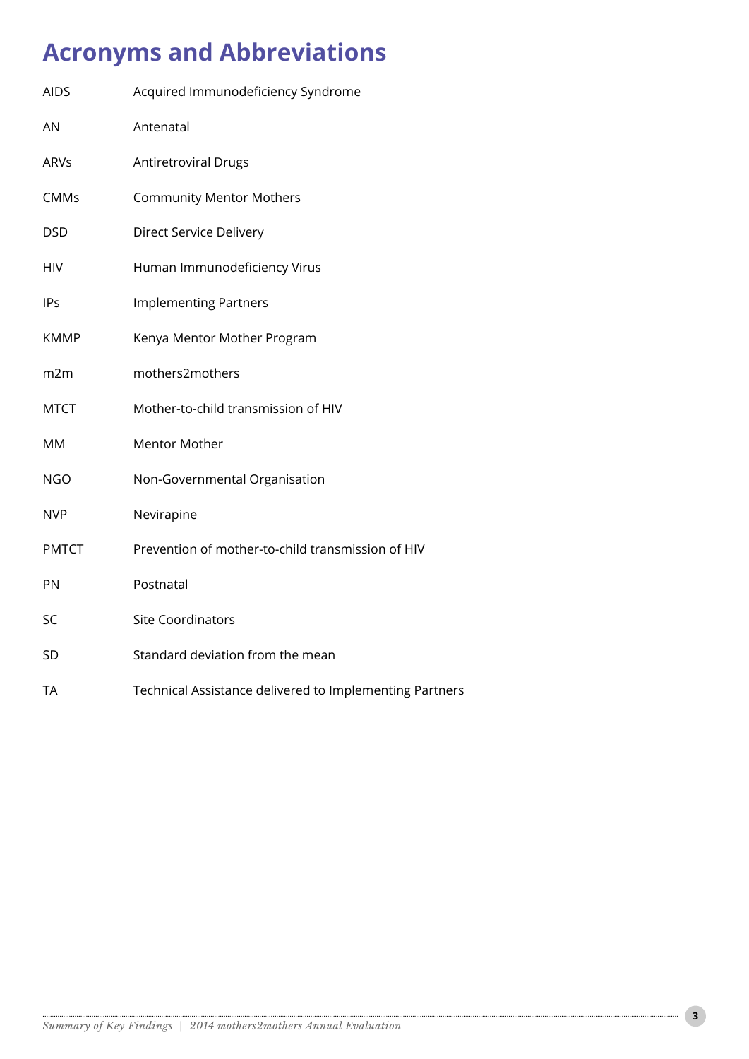# Acronyms and Abbreviations

| | |
|---|---|
| AIDS | Acquired Immunodeficiency Syndrome |
| AN | Antenatal |
| ARVs | Antiretroviral Drugs |
| CMMs | Community Mentor Mothers |
| DSD | Direct Service Delivery |
| HIV | Human Immunodeficiency Virus |
| IPs | Implementing Partners |
| KMMP | Kenya Mentor Mother Program |
| m2m | mothers2mothers |
| MTCT | Mother-to-child transmission of HIV |
| MM | Mentor Mother |
| NGO | Non-Governmental Organisation |
| NVP | Nevirapine |
| PMTCT | Prevention of mother-to-child transmission of HIV |
| PN | Postnatal |
| SC | Site Coordinators |
| SD | Standard deviation from the mean |
| TA | Technical Assistance delivered to Implementing Partners |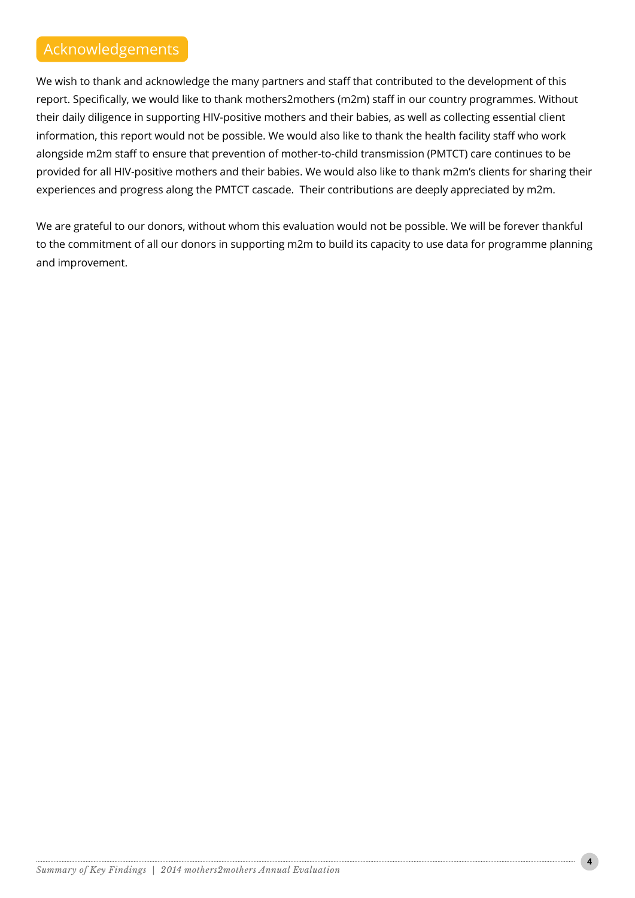## Acknowledgements

We wish to thank and acknowledge the many partners and staff that contributed to the development of this report. Specifically, we would like to thank mothers2mothers (m2m) staff in our country programmes. Without their daily diligence in supporting HIV-positive mothers and their babies, as well as collecting essential client information, this report would not be possible. We would also like to thank the health facility staff who work alongside m2m staff to ensure that prevention of mother-to-child transmission (PMTCT) care continues to be provided for all HIV-positive mothers and their babies. We would also like to thank m2m's clients for sharing their experiences and progress along the PMTCT cascade. Their contributions are deeply appreciated by m2m.

We are grateful to our donors, without whom this evaluation would not be possible. We will be forever thankful to the commitment of all our donors in supporting m2m to build its capacity to use data for programme planning and improvement.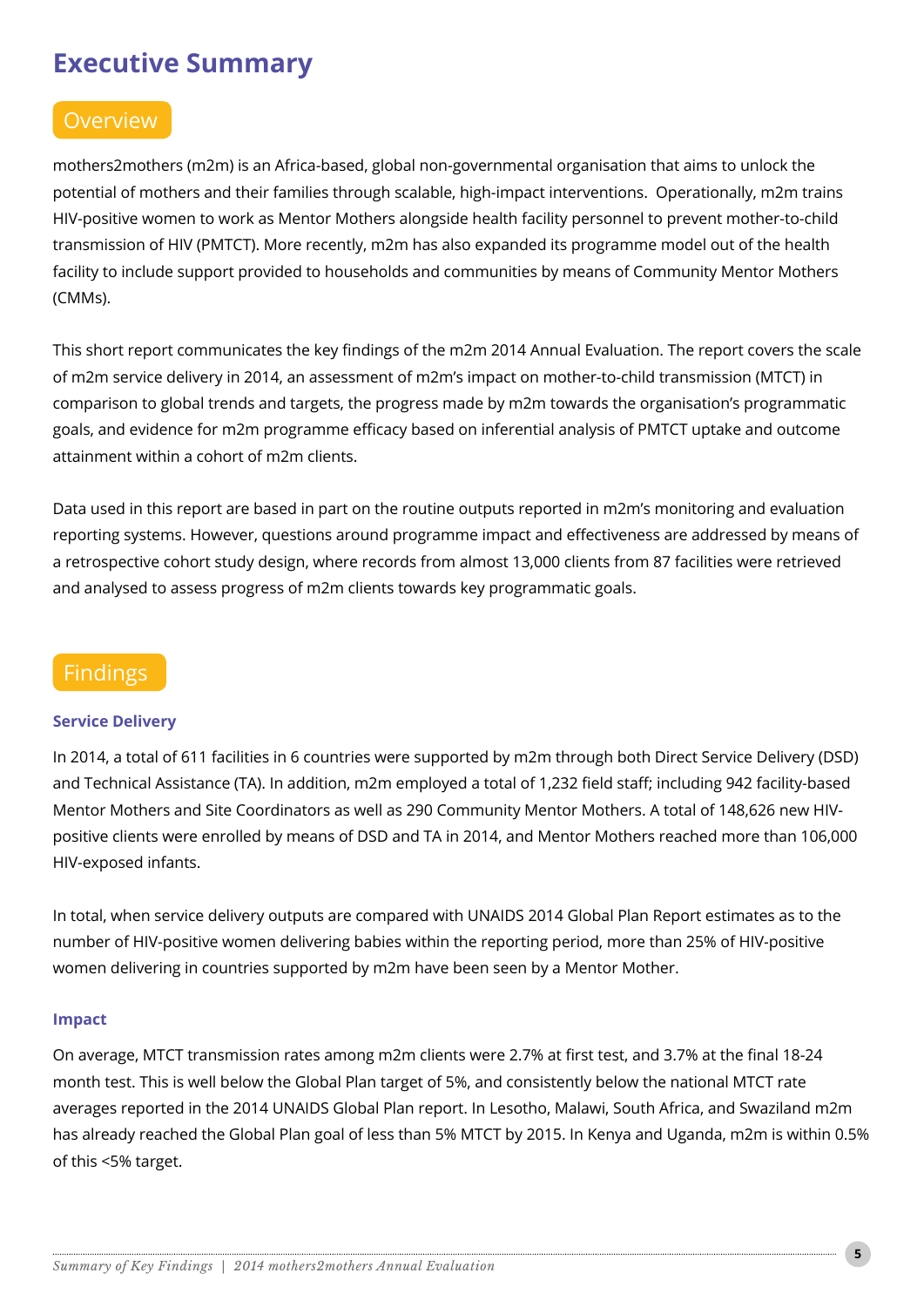# Executive Summary

## Overview

mothers2mothers (m2m) is an Africa-based, global non-governmental organisation that aims to unlock the potential of mothers and their families through scalable, high-impact interventions. Operationally, m2m trains HIV-positive women to work as Mentor Mothers alongside health facility personnel to prevent mother-to-child transmission of HIV (PMTCT). More recently, m2m has also expanded its programme model out of the health facility to include support provided to households and communities by means of Community Mentor Mothers (CMMs).

This short report communicates the key findings of the m2m 2014 Annual Evaluation. The report covers the scale of m2m service delivery in 2014, an assessment of m2m's impact on mother-to-child transmission (MTCT) in comparison to global trends and targets, the progress made by m2m towards the organisation's programmatic goals, and evidence for m2m programme efficacy based on inferential analysis of PMTCT uptake and outcome attainment within a cohort of m2m clients.

Data used in this report are based in part on the routine outputs reported in m2m's monitoring and evaluation reporting systems. However, questions around programme impact and effectiveness are addressed by means of a retrospective cohort study design, where records from almost 13,000 clients from 87 facilities were retrieved and analysed to assess progress of m2m clients towards key programmatic goals.

## Findings

### Service Delivery

In 2014, a total of 611 facilities in 6 countries were supported by m2m through both Direct Service Delivery (DSD) and Technical Assistance (TA). In addition, m2m employed a total of 1,232 field staff; including 942 facility-based Mentor Mothers and Site Coordinators as well as 290 Community Mentor Mothers. A total of 148,626 new HIV-positive clients were enrolled by means of DSD and TA in 2014, and Mentor Mothers reached more than 106,000 HIV-exposed infants.

In total, when service delivery outputs are compared with UNAIDS 2014 Global Plan Report estimates as to the number of HIV-positive women delivering babies within the reporting period, more than 25% of HIV-positive women delivering in countries supported by m2m have been seen by a Mentor Mother.

### Impact

On average, MTCT transmission rates among m2m clients were 2.7% at first test, and 3.7% at the final 18-24 month test. This is well below the Global Plan target of 5%, and consistently below the national MTCT rate averages reported in the 2014 UNAIDS Global Plan report. In Lesotho, Malawi, South Africa, and Swaziland m2m has already reached the Global Plan goal of less than 5% MTCT by 2015. In Kenya and Uganda, m2m is within 0.5% of this <5% target.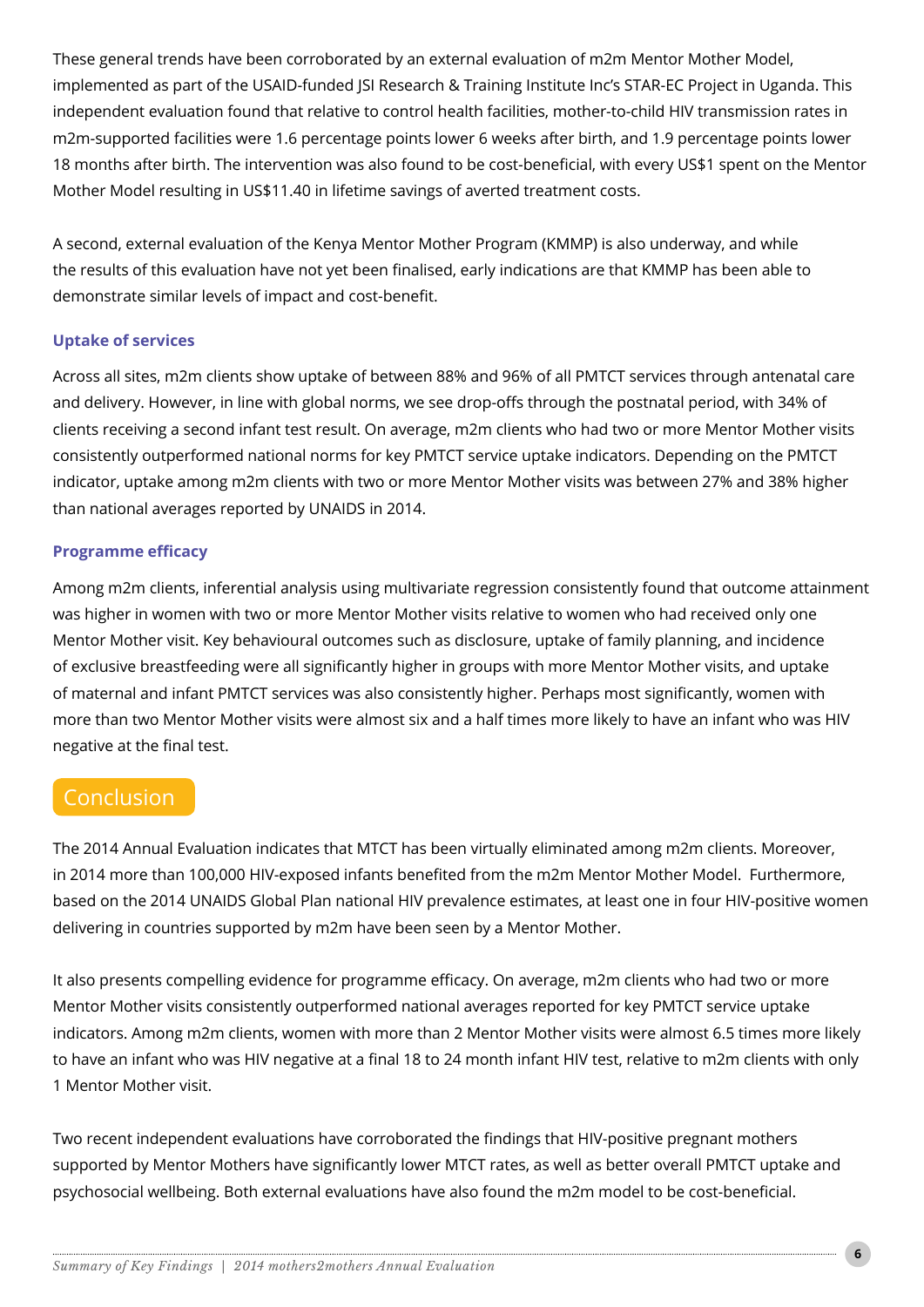These general trends have been corroborated by an external evaluation of m2m Mentor Mother Model, implemented as part of the USAID-funded JSI Research & Training Institute Inc's STAR-EC Project in Uganda. This independent evaluation found that relative to control health facilities, mother-to-child HIV transmission rates in m2m-supported facilities were 1.6 percentage points lower 6 weeks after birth, and 1.9 percentage points lower 18 months after birth. The intervention was also found to be cost-beneficial, with every US$1 spent on the Mentor Mother Model resulting in US$11.40 in lifetime savings of averted treatment costs.

A second, external evaluation of the Kenya Mentor Mother Program (KMMP) is also underway, and while the results of this evaluation have not yet been finalised, early indications are that KMMP has been able to demonstrate similar levels of impact and cost-benefit.

### Uptake of services

Across all sites, m2m clients show uptake of between 88% and 96% of all PMTCT services through antenatal care and delivery. However, in line with global norms, we see drop-offs through the postnatal period, with 34% of clients receiving a second infant test result. On average, m2m clients who had two or more Mentor Mother visits consistently outperformed national norms for key PMTCT service uptake indicators. Depending on the PMTCT indicator, uptake among m2m clients with two or more Mentor Mother visits was between 27% and 38% higher than national averages reported by UNAIDS in 2014.

### Programme efficacy

Among m2m clients, inferential analysis using multivariate regression consistently found that outcome attainment was higher in women with two or more Mentor Mother visits relative to women who had received only one Mentor Mother visit. Key behavioural outcomes such as disclosure, uptake of family planning, and incidence of exclusive breastfeeding were all significantly higher in groups with more Mentor Mother visits, and uptake of maternal and infant PMTCT services was also consistently higher. Perhaps most significantly, women with more than two Mentor Mother visits were almost six and a half times more likely to have an infant who was HIV negative at the final test.

## Conclusion

The 2014 Annual Evaluation indicates that MTCT has been virtually eliminated among m2m clients. Moreover, in 2014 more than 100,000 HIV-exposed infants benefited from the m2m Mentor Mother Model. Furthermore, based on the 2014 UNAIDS Global Plan national HIV prevalence estimates, at least one in four HIV-positive women delivering in countries supported by m2m have been seen by a Mentor Mother.

It also presents compelling evidence for programme efficacy. On average, m2m clients who had two or more Mentor Mother visits consistently outperformed national averages reported for key PMTCT service uptake indicators. Among m2m clients, women with more than 2 Mentor Mother visits were almost 6.5 times more likely to have an infant who was HIV negative at a final 18 to 24 month infant HIV test, relative to m2m clients with only 1 Mentor Mother visit.

Two recent independent evaluations have corroborated the findings that HIV-positive pregnant mothers supported by Mentor Mothers have significantly lower MTCT rates, as well as better overall PMTCT uptake and psychosocial wellbeing. Both external evaluations have also found the m2m model to be cost-beneficial.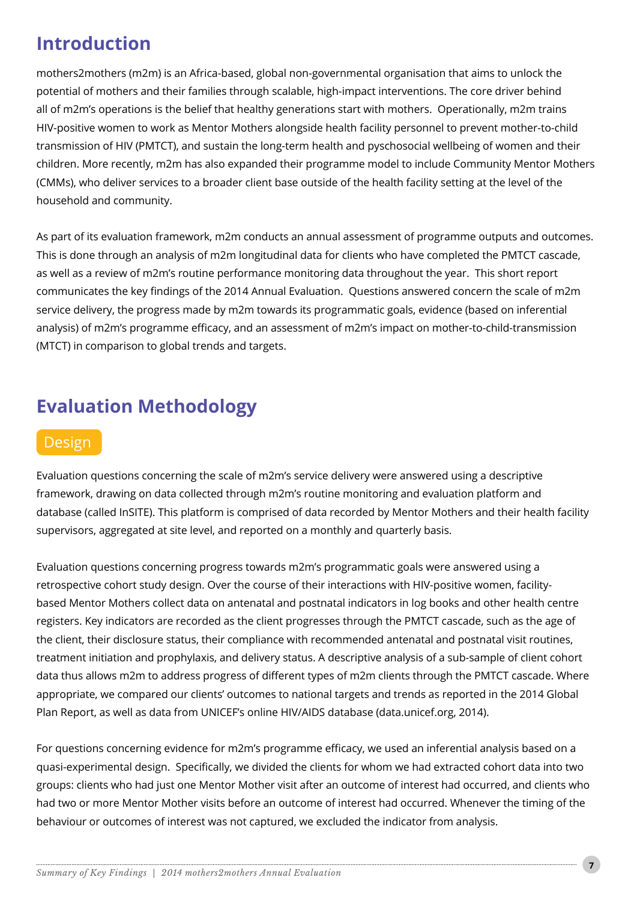## Introduction

mothers2mothers (m2m) is an Africa-based, global non-governmental organisation that aims to unlock the potential of mothers and their families through scalable, high-impact interventions. The core driver behind all of m2m's operations is the belief that healthy generations start with mothers. Operationally, m2m trains HIV-positive women to work as Mentor Mothers alongside health facility personnel to prevent mother-to-child transmission of HIV (PMTCT), and sustain the long-term health and pyschosocial wellbeing of women and their children. More recently, m2m has also expanded their programme model to include Community Mentor Mothers (CMMs), who deliver services to a broader client base outside of the health facility setting at the level of the household and community.

As part of its evaluation framework, m2m conducts an annual assessment of programme outputs and outcomes. This is done through an analysis of m2m longitudinal data for clients who have completed the PMTCT cascade, as well as a review of m2m's routine performance monitoring data throughout the year. This short report communicates the key findings of the 2014 Annual Evaluation. Questions answered concern the scale of m2m service delivery, the progress made by m2m towards its programmatic goals, evidence (based on inferential analysis) of m2m's programme efficacy, and an assessment of m2m's impact on mother-to-child-transmission (MTCT) in comparison to global trends and targets.

## Evaluation Methodology

### Design

Evaluation questions concerning the scale of m2m's service delivery were answered using a descriptive framework, drawing on data collected through m2m's routine monitoring and evaluation platform and database (called InSITE). This platform is comprised of data recorded by Mentor Mothers and their health facility supervisors, aggregated at site level, and reported on a monthly and quarterly basis.

Evaluation questions concerning progress towards m2m's programmatic goals were answered using a retrospective cohort study design. Over the course of their interactions with HIV-positive women, facility-based Mentor Mothers collect data on antenatal and postnatal indicators in log books and other health centre registers. Key indicators are recorded as the client progresses through the PMTCT cascade, such as the age of the client, their disclosure status, their compliance with recommended antenatal and postnatal visit routines, treatment initiation and prophylaxis, and delivery status. A descriptive analysis of a sub-sample of client cohort data thus allows m2m to address progress of different types of m2m clients through the PMTCT cascade. Where appropriate, we compared our clients' outcomes to national targets and trends as reported in the 2014 Global Plan Report, as well as data from UNICEF's online HIV/AIDS database (data.unicef.org, 2014).

For questions concerning evidence for m2m's programme efficacy, we used an inferential analysis based on a quasi-experimental design. Specifically, we divided the clients for whom we had extracted cohort data into two groups: clients who had just one Mentor Mother visit after an outcome of interest had occurred, and clients who had two or more Mentor Mother visits before an outcome of interest had occurred. Whenever the timing of the behaviour or outcomes of interest was not captured, we excluded the indicator from analysis.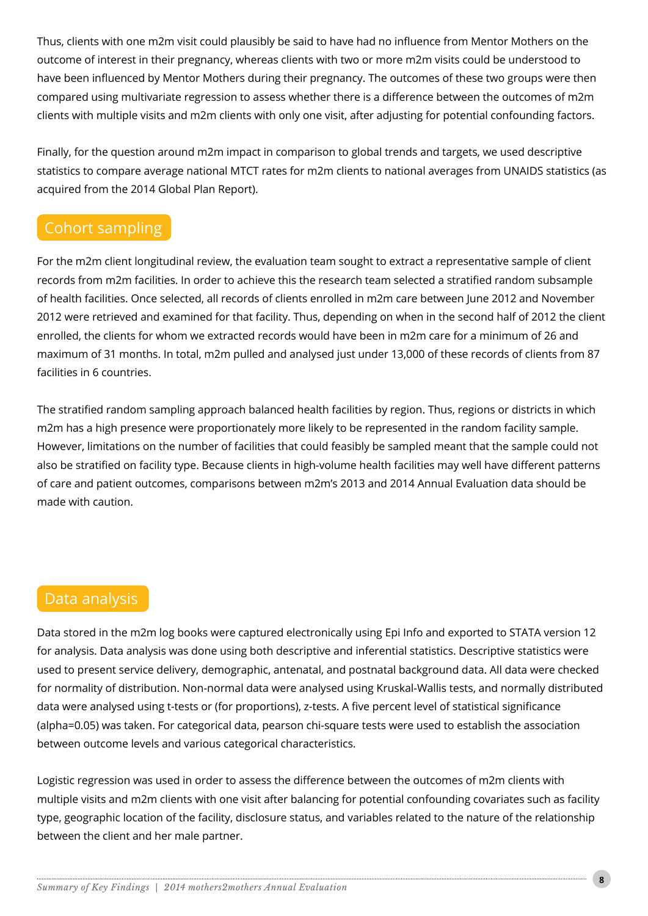Thus, clients with one m2m visit could plausibly be said to have had no influence from Mentor Mothers on the outcome of interest in their pregnancy, whereas clients with two or more m2m visits could be understood to have been influenced by Mentor Mothers during their pregnancy. The outcomes of these two groups were then compared using multivariate regression to assess whether there is a difference between the outcomes of m2m clients with multiple visits and m2m clients with only one visit, after adjusting for potential confounding factors.

Finally, for the question around m2m impact in comparison to global trends and targets, we used descriptive statistics to compare average national MTCT rates for m2m clients to national averages from UNAIDS statistics (as acquired from the 2014 Global Plan Report).

## Cohort sampling

For the m2m client longitudinal review, the evaluation team sought to extract a representative sample of client records from m2m facilities. In order to achieve this the research team selected a stratified random subsample of health facilities. Once selected, all records of clients enrolled in m2m care between June 2012 and November 2012 were retrieved and examined for that facility. Thus, depending on when in the second half of 2012 the client enrolled, the clients for whom we extracted records would have been in m2m care for a minimum of 26 and maximum of 31 months. In total, m2m pulled and analysed just under 13,000 of these records of clients from 87 facilities in 6 countries.

The stratified random sampling approach balanced health facilities by region. Thus, regions or districts in which m2m has a high presence were proportionately more likely to be represented in the random facility sample. However, limitations on the number of facilities that could feasibly be sampled meant that the sample could not also be stratified on facility type. Because clients in high-volume health facilities may well have different patterns of care and patient outcomes, comparisons between m2m's 2013 and 2014 Annual Evaluation data should be made with caution.

## Data analysis

Data stored in the m2m log books were captured electronically using Epi Info and exported to STATA version 12 for analysis. Data analysis was done using both descriptive and inferential statistics. Descriptive statistics were used to present service delivery, demographic, antenatal, and postnatal background data. All data were checked for normality of distribution. Non-normal data were analysed using Kruskal-Wallis tests, and normally distributed data were analysed using t-tests or (for proportions), z-tests. A five percent level of statistical significance ($\alpha=0.05$) was taken. For categorical data, pearson chi-square tests were used to establish the association between outcome levels and various categorical characteristics.

Logistic regression was used in order to assess the difference between the outcomes of m2m clients with multiple visits and m2m clients with one visit after balancing for potential confounding covariates such as facility type, geographic location of the facility, disclosure status, and variables related to the nature of the relationship between the client and her male partner.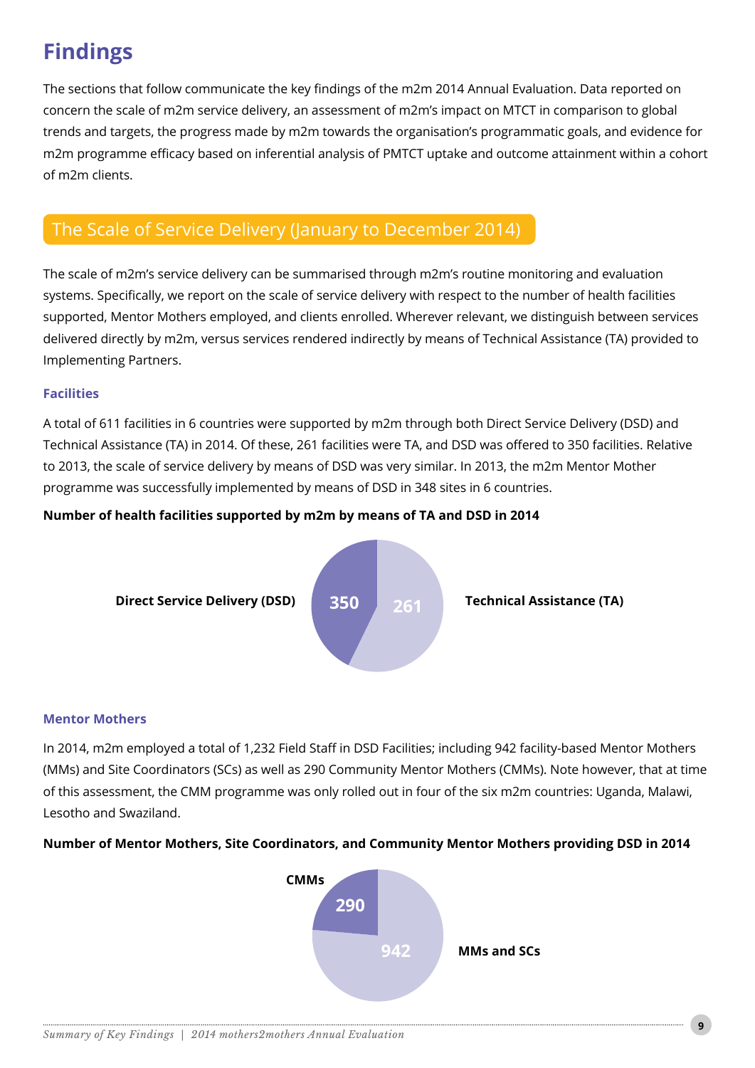# Findings

The sections that follow communicate the key findings of the m2m 2014 Annual Evaluation. Data reported on concern the scale of m2m service delivery, an assessment of m2m's impact on MTCT in comparison to global trends and targets, the progress made by m2m towards the organisation's programmatic goals, and evidence for m2m programme efficacy based on inferential analysis of PMTCT uptake and outcome attainment within a cohort of m2m clients.

## The Scale of Service Delivery (January to December 2014)

The scale of m2m's service delivery can be summarised through m2m's routine monitoring and evaluation systems. Specifically, we report on the scale of service delivery with respect to the number of health facilities supported, Mentor Mothers employed, and clients enrolled. Wherever relevant, we distinguish between services delivered directly by m2m, versus services rendered indirectly by means of Technical Assistance (TA) provided to Implementing Partners.

### Facilities

A total of 611 facilities in 6 countries were supported by m2m through both Direct Service Delivery (DSD) and Technical Assistance (TA) in 2014. Of these, 261 facilities were TA, and DSD was offered to 350 facilities. Relative to 2013, the scale of service delivery by means of DSD was very similar. In 2013, the m2m Mentor Mother programme was successfully implemented by means of DSD in 348 sites in 6 countries.

**Number of health facilities supported by m2m by means of TA and DSD in 2014**

| Category | Number |
|---|---|
| Direct Service Delivery (DSD) | 350 |
| Technical Assistance (TA) | 261 |

### Mentor Mothers

In 2014, m2m employed a total of 1,232 Field Staff in DSD Facilities; including 942 facility-based Mentor Mothers (MMs) and Site Coordinators (SCs) as well as 290 Community Mentor Mothers (CMMs). Note however, that at time of this assessment, the CMM programme was only rolled out in four of the six m2m countries: Uganda, Malawi, Lesotho and Swaziland.

**Number of Mentor Mothers, Site Coordinators, and Community Mentor Mothers providing DSD in 2014**

| Category | Number |
|---|---|
| CMMs | 290 |
| MMs and SCs | 942 |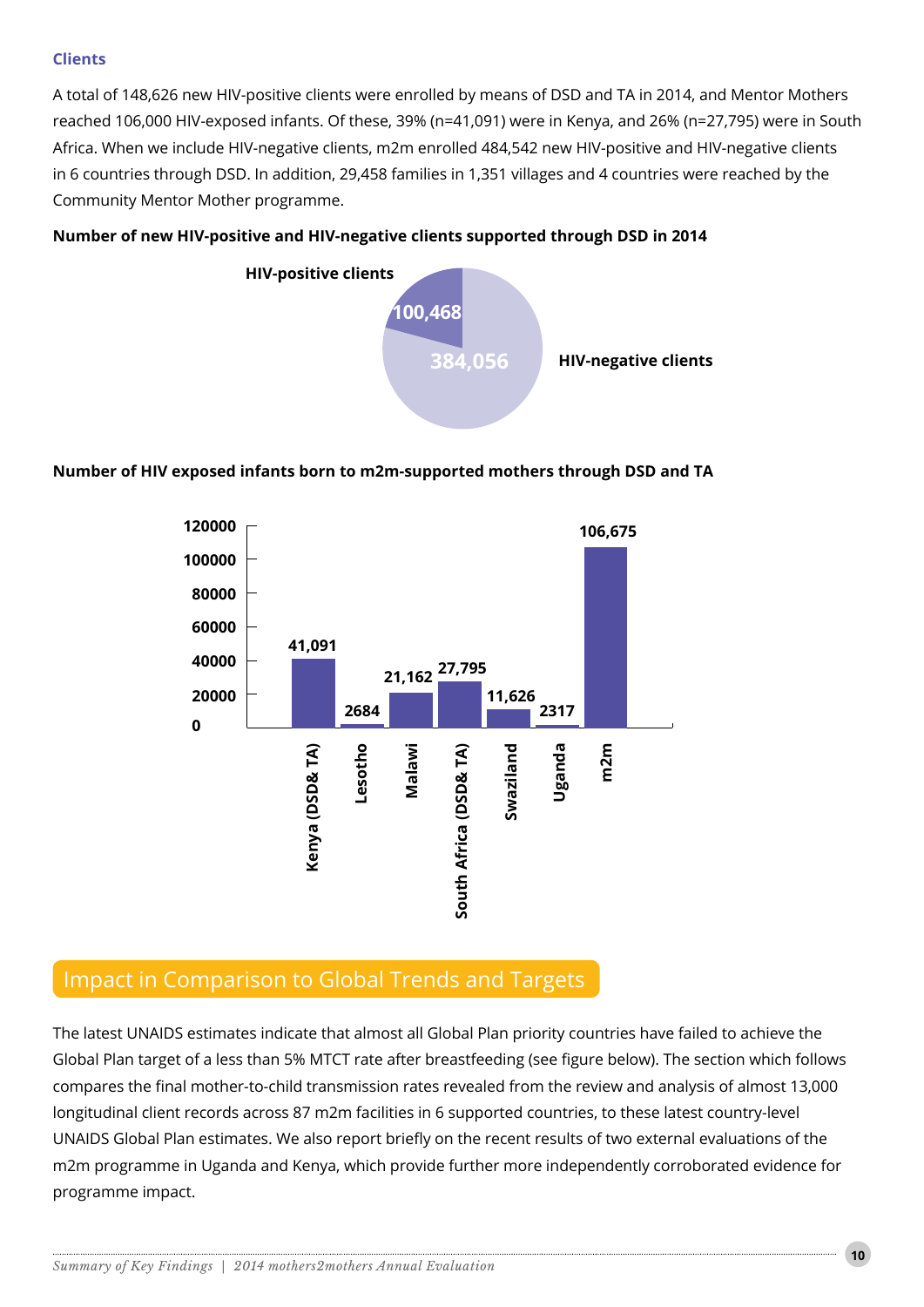### Clients

A total of 148,626 new HIV-positive clients were enrolled by means of DSD and TA in 2014, and Mentor Mothers reached 106,000 HIV-exposed infants. Of these, 39% (n=41,091) were in Kenya, and 26% (n=27,795) were in South Africa. When we include HIV-negative clients, m2m enrolled 484,542 new HIV-positive and HIV-negative clients in 6 countries through DSD. In addition, 29,458 families in 1,351 villages and 4 countries were reached by the Community Mentor Mother programme.

**Number of new HIV-positive and HIV-negative clients supported through DSD in 2014**

| Client type | Number |
| --- | --- |
| HIV-positive clients | 100,468 |
| HIV-negative clients | 384,056 |

**Number of HIV exposed infants born to m2m-supported mothers through DSD and TA**

| Country | Number |
| --- | --- |
| Kenya (DSD& TA) | 41,091 |
| Lesotho | 2684 |
| Malawi | 21,162 |
| South Africa (DSD& TA) | 27,795 |
| Swaziland | 11,626 |
| Uganda | 2317 |
| m2m | 106,675 |

## Impact in Comparison to Global Trends and Targets

The latest UNAIDS estimates indicate that almost all Global Plan priority countries have failed to achieve the Global Plan target of a less than 5% MTCT rate after breastfeeding (see figure below). The section which follows compares the final mother-to-child transmission rates revealed from the review and analysis of almost 13,000 longitudinal client records across 87 m2m facilities in 6 supported countries, to these latest country-level UNAIDS Global Plan estimates. We also report briefly on the recent results of two external evaluations of the m2m programme in Uganda and Kenya, which provide further more independently corroborated evidence for programme impact.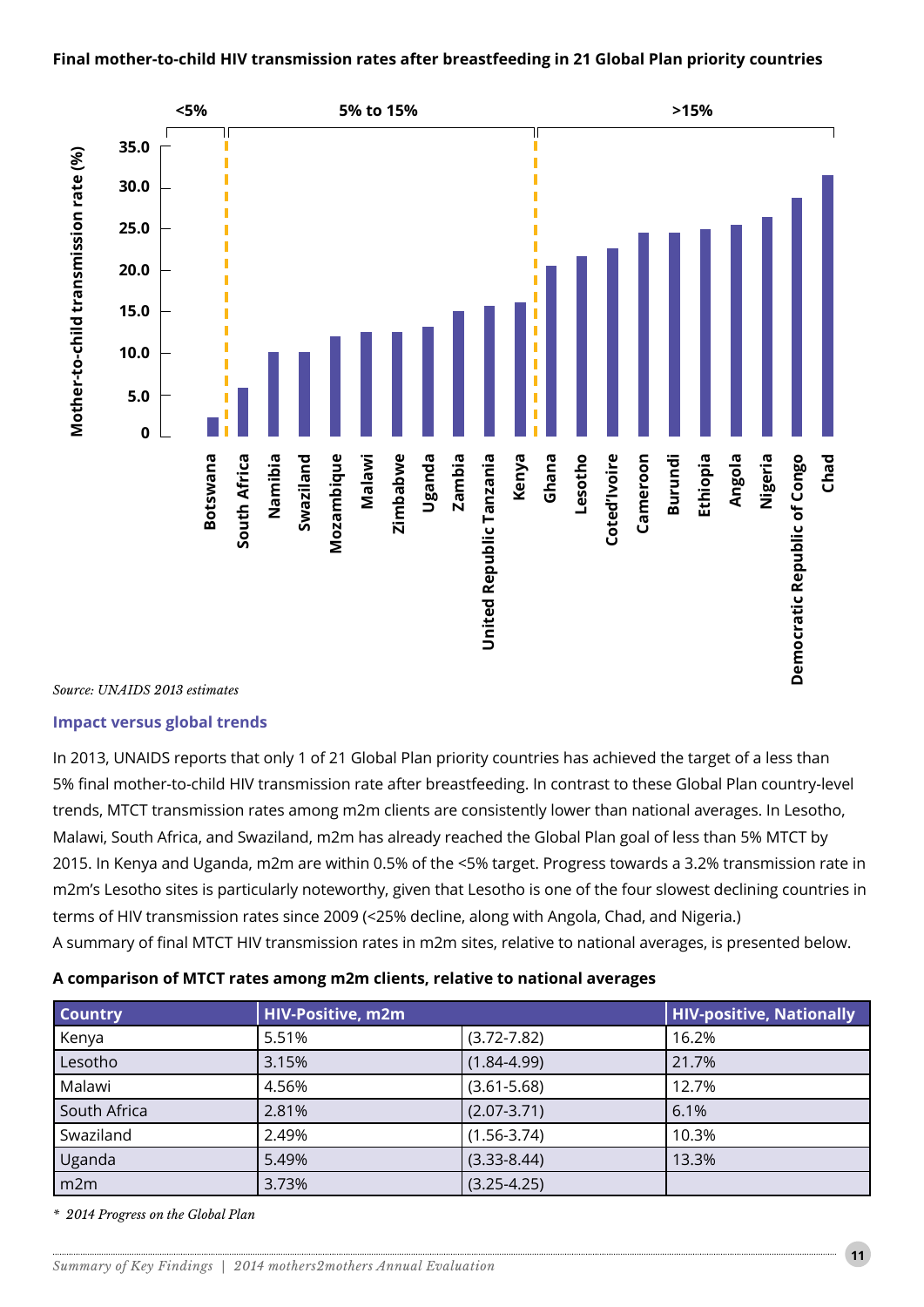**Final mother-to-child HIV transmission rates after breastfeeding in 21 Global Plan priority countries**

*Source: UNAIDS 2013 estimates*

### Impact versus global trends

In 2013, UNAIDS reports that only 1 of 21 Global Plan priority countries has achieved the target of a less than 5% final mother-to-child HIV transmission rate after breastfeeding. In contrast to these Global Plan country-level trends, MTCT transmission rates among m2m clients are consistently lower than national averages. In Lesotho, Malawi, South Africa, and Swaziland, m2m has already reached the Global Plan goal of less than 5% MTCT by 2015. In Kenya and Uganda, m2m are within 0.5% of the <5% target. Progress towards a 3.2% transmission rate in m2m's Lesotho sites is particularly noteworthy, given that Lesotho is one of the four slowest declining countries in terms of HIV transmission rates since 2009 (<25% decline, along with Angola, Chad, and Nigeria.)
A summary of final MTCT HIV transmission rates in m2m sites, relative to national averages, is presented below.

**A comparison of MTCT rates among m2m clients, relative to national averages**

| Country | HIV-Positive, m2m | | HIV-positive, Nationally |
|---|---|---|---|
| Kenya | 5.51% | (3.72-7.82) | 16.2% |
| Lesotho | 3.15% | (1.84-4.99) | 21.7% |
| Malawi | 4.56% | (3.61-5.68) | 12.7% |
| South Africa | 2.81% | (2.07-3.71) | 6.1% |
| Swaziland | 2.49% | (1.56-3.74) | 10.3% |
| Uganda | 5.49% | (3.33-8.44) | 13.3% |
| m2m | 3.73% | (3.25-4.25) | |

*\* 2014 Progress on the Global Plan*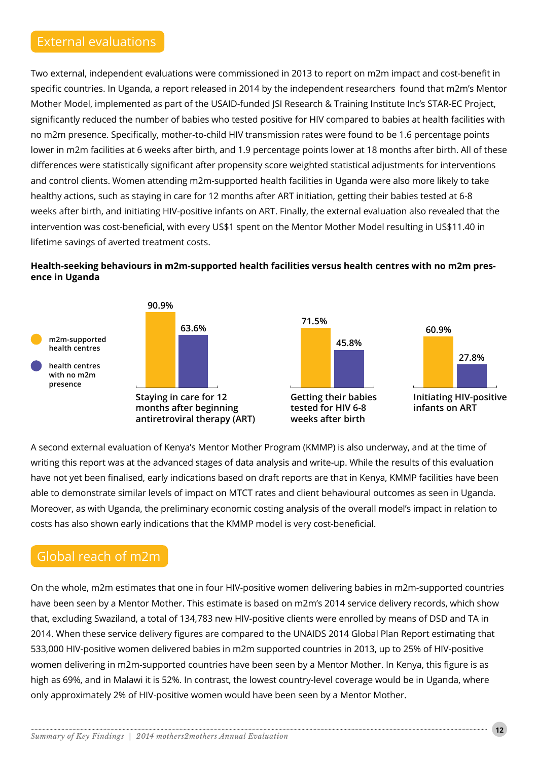## External evaluations

Two external, independent evaluations were commissioned in 2013 to report on m2m impact and cost-benefit in specific countries. In Uganda, a report released in 2014 by the independent researchers found that m2m's Mentor Mother Model, implemented as part of the USAID-funded JSI Research & Training Institute Inc's STAR-EC Project, significantly reduced the number of babies who tested positive for HIV compared to babies at health facilities with no m2m presence. Specifically, mother-to-child HIV transmission rates were found to be 1.6 percentage points lower in m2m facilities at 6 weeks after birth, and 1.9 percentage points lower at 18 months after birth. All of these differences were statistically significant after propensity score weighted statistical adjustments for interventions and control clients. Women attending m2m-supported health facilities in Uganda were also more likely to take healthy actions, such as staying in care for 12 months after ART initiation, getting their babies tested at 6-8 weeks after birth, and initiating HIV-positive infants on ART. Finally, the external evaluation also revealed that the intervention was cost-beneficial, with every US$1 spent on the Mentor Mother Model resulting in US$11.40 in lifetime savings of averted treatment costs.

**Health-seeking behaviours in m2m-supported health facilities versus health centres with no m2m presence in Uganda**

| | m2m-supported health centres | health centres with no m2m presence |
|---|---|---|
| Staying in care for 12 months after beginning antiretroviral therapy (ART) | 90.9% | 63.6% |
| Getting their babies tested for HIV 6-8 weeks after birth | 71.5% | 45.8% |
| Initiating HIV-positive infants on ART | 60.9% | 27.8% |

A second external evaluation of Kenya's Mentor Mother Program (KMMP) is also underway, and at the time of writing this report was at the advanced stages of data analysis and write-up. While the results of this evaluation have not yet been finalised, early indications based on draft reports are that in Kenya, KMMP facilities have been able to demonstrate similar levels of impact on MTCT rates and client behavioural outcomes as seen in Uganda. Moreover, as with Uganda, the preliminary economic costing analysis of the overall model's impact in relation to costs has also shown early indications that the KMMP model is very cost-beneficial.

## Global reach of m2m

On the whole, m2m estimates that one in four HIV-positive women delivering babies in m2m-supported countries have been seen by a Mentor Mother. This estimate is based on m2m's 2014 service delivery records, which show that, excluding Swaziland, a total of 134,783 new HIV-positive clients were enrolled by means of DSD and TA in 2014. When these service delivery figures are compared to the UNAIDS 2014 Global Plan Report estimating that 533,000 HIV-positive women delivered babies in m2m supported countries in 2013, up to 25% of HIV-positive women delivering in m2m-supported countries have been seen by a Mentor Mother. In Kenya, this figure is as high as 69%, and in Malawi it is 52%. In contrast, the lowest country-level coverage would be in Uganda, where only approximately 2% of HIV-positive women would have been seen by a Mentor Mother.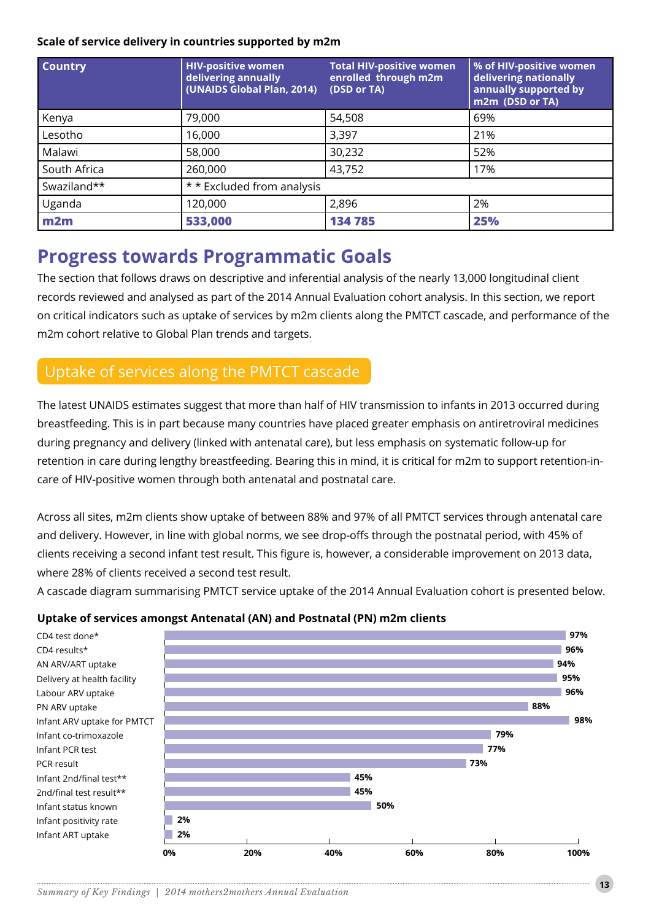**Scale of service delivery in countries supported by m2m**

| Country | HIV-positive women delivering annually (UNAIDS Global Plan, 2014) | Total HIV-positive women enrolled through m2m (DSD or TA) | % of HIV-positive women delivering nationally annually supported by m2m (DSD or TA) |
|---|---|---|---|
| Kenya | 79,000 | 54,508 | 69% |
| Lesotho | 16,000 | 3,397 | 21% |
| Malawi | 58,000 | 30,232 | 52% |
| South Africa | 260,000 | 43,752 | 17% |
| Swaziland** | * * Excluded from analysis | | |
| Uganda | 120,000 | 2,896 | 2% |
| **m2m** | **533,000** | **134 785** | **25%** |

## Progress towards Programmatic Goals

The section that follows draws on descriptive and inferential analysis of the nearly 13,000 longitudinal client records reviewed and analysed as part of the 2014 Annual Evaluation cohort analysis. In this section, we report on critical indicators such as uptake of services by m2m clients along the PMTCT cascade, and performance of the m2m cohort relative to Global Plan trends and targets.

### Uptake of services along the PMTCT cascade

The latest UNAIDS estimates suggest that more than half of HIV transmission to infants in 2013 occurred during breastfeeding. This is in part because many countries have placed greater emphasis on antiretroviral medicines during pregnancy and delivery (linked with antenatal care), but less emphasis on systematic follow-up for retention in care during lengthy breastfeeding. Bearing this in mind, it is critical for m2m to support retention-in-care of HIV-positive women through both antenatal and postnatal care.

Across all sites, m2m clients show uptake of between 88% and 97% of all PMTCT services through antenatal care and delivery. However, in line with global norms, we see drop-offs through the postnatal period, with 45% of clients receiving a second infant test result. This figure is, however, a considerable improvement on 2013 data, where 28% of clients received a second test result.

A cascade diagram summarising PMTCT service uptake of the 2014 Annual Evaluation cohort is presented below.

**Uptake of services amongst Antenatal (AN) and Postnatal (PN) m2m clients**

| Service | Uptake |
|---|---|
| CD4 test done* | 97% |
| CD4 results* | 96% |
| AN ARV/ART uptake | 94% |
| Delivery at health facility | 95% |
| Labour ARV uptake | 96% |
| PN ARV uptake | 88% |
| Infant ARV uptake for PMTCT | 98% |
| Infant co-trimoxazole | 79% |
| Infant PCR test | 77% |
| PCR result | 73% |
| Infant 2nd/final test** | 45% |
| 2nd/final test result** | 45% |
| Infant status known | 50% |
| Infant positivity rate | 2% |
| Infant ART uptake | 2% |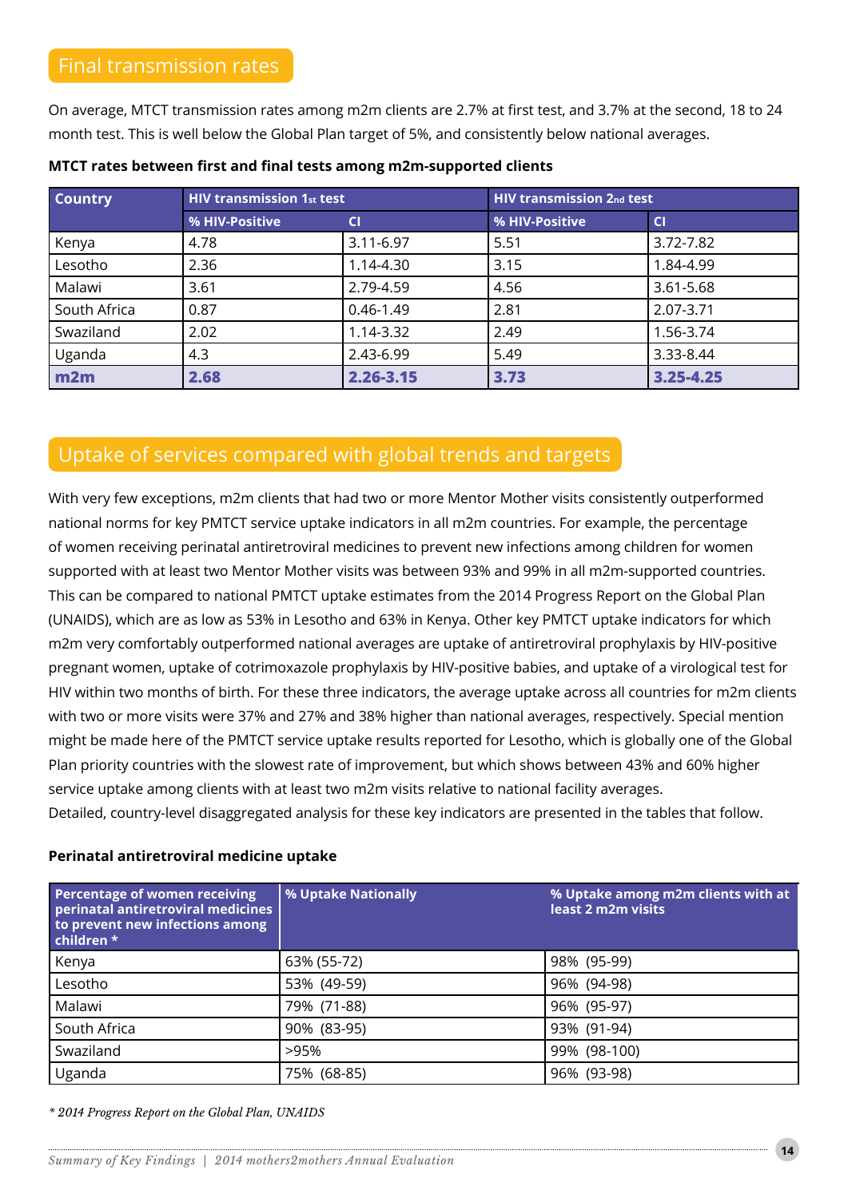## Final transmission rates

On average, MTCT transmission rates among m2m clients are 2.7% at first test, and 3.7% at the second, 18 to 24 month test. This is well below the Global Plan target of 5%, and consistently below national averages.

**MTCT rates between first and final tests among m2m-supported clients**

| Country | HIV transmission 1st test | | HIV transmission 2nd test | |
|---|---|---|---|---|
| | % HIV-Positive | CI | % HIV-Positive | CI |
| Kenya | 4.78 | 3.11-6.97 | 5.51 | 3.72-7.82 |
| Lesotho | 2.36 | 1.14-4.30 | 3.15 | 1.84-4.99 |
| Malawi | 3.61 | 2.79-4.59 | 4.56 | 3.61-5.68 |
| South Africa | 0.87 | 0.46-1.49 | 2.81 | 2.07-3.71 |
| Swaziland | 2.02 | 1.14-3.32 | 2.49 | 1.56-3.74 |
| Uganda | 4.3 | 2.43-6.99 | 5.49 | 3.33-8.44 |
| **m2m** | **2.68** | **2.26-3.15** | **3.73** | **3.25-4.25** |

## Uptake of services compared with global trends and targets

With very few exceptions, m2m clients that had two or more Mentor Mother visits consistently outperformed national norms for key PMTCT service uptake indicators in all m2m countries. For example, the percentage of women receiving perinatal antiretroviral medicines to prevent new infections among children for women supported with at least two Mentor Mother visits was between 93% and 99% in all m2m-supported countries. This can be compared to national PMTCT uptake estimates from the 2014 Progress Report on the Global Plan (UNAIDS), which are as low as 53% in Lesotho and 63% in Kenya. Other key PMTCT uptake indicators for which m2m very comfortably outperformed national averages are uptake of antiretroviral prophylaxis by HIV-positive pregnant women, uptake of cotrimoxazole prophylaxis by HIV-positive babies, and uptake of a virological test for HIV within two months of birth. For these three indicators, the average uptake across all countries for m2m clients with two or more visits were 37% and 27% and 38% higher than national averages, respectively. Special mention might be made here of the PMTCT service uptake results reported for Lesotho, which is globally one of the Global Plan priority countries with the slowest rate of improvement, but which shows between 43% and 60% higher service uptake among clients with at least two m2m visits relative to national facility averages.
Detailed, country-level disaggregated analysis for these key indicators are presented in the tables that follow.

**Perinatal antiretroviral medicine uptake**

| Percentage of women receiving perinatal antiretroviral medicines to prevent new infections among children * | % Uptake Nationally | % Uptake among m2m clients with at least 2 m2m visits |
|---|---|---|
| Kenya | 63% (55-72) | 98% (95-99) |
| Lesotho | 53% (49-59) | 96% (94-98) |
| Malawi | 79% (71-88) | 96% (95-97) |
| South Africa | 90% (83-95) | 93% (91-94) |
| Swaziland | >95% | 99% (98-100) |
| Uganda | 75% (68-85) | 96% (93-98) |

*\* 2014 Progress Report on the Global Plan, UNAIDS*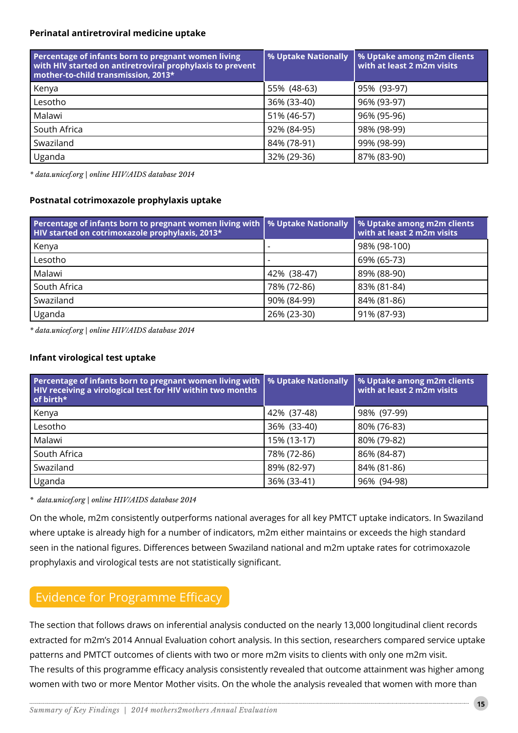### Perinatal antiretroviral medicine uptake

| Percentage of infants born to pregnant women living with HIV started on antiretroviral prophylaxis to prevent mother-to-child transmission, 2013* | % Uptake Nationally | % Uptake among m2m clients with at least 2 m2m visits |
|---|---|---|
| Kenya | 55% (48-63) | 95% (93-97) |
| Lesotho | 36% (33-40) | 96% (93-97) |
| Malawi | 51% (46-57) | 96% (95-96) |
| South Africa | 92% (84-95) | 98% (98-99) |
| Swaziland | 84% (78-91) | 99% (98-99) |
| Uganda | 32% (29-36) | 87% (83-90) |

*\* data.unicef.org | online HIV/AIDS database 2014*

### Postnatal cotrimoxazole prophylaxis uptake

| Percentage of infants born to pregnant women living with HIV started on cotrimoxazole prophylaxis, 2013* | % Uptake Nationally | % Uptake among m2m clients with at least 2 m2m visits |
|---|---|---|
| Kenya | - | 98% (98-100) |
| Lesotho | - | 69% (65-73) |
| Malawi | 42% (38-47) | 89% (88-90) |
| South Africa | 78% (72-86) | 83% (81-84) |
| Swaziland | 90% (84-99) | 84% (81-86) |
| Uganda | 26% (23-30) | 91% (87-93) |

*\* data.unicef.org | online HIV/AIDS database 2014*

### Infant virological test uptake

| Percentage of infants born to pregnant women living with HIV receiving a virological test for HIV within two months of birth* | % Uptake Nationally | % Uptake among m2m clients with at least 2 m2m visits |
|---|---|---|
| Kenya | 42% (37-48) | 98% (97-99) |
| Lesotho | 36% (33-40) | 80% (76-83) |
| Malawi | 15% (13-17) | 80% (79-82) |
| South Africa | 78% (72-86) | 86% (84-87) |
| Swaziland | 89% (82-97) | 84% (81-86) |
| Uganda | 36% (33-41) | 96% (94-98) |

*\* data.unicef.org | online HIV/AIDS database 2014*

On the whole, m2m consistently outperforms national averages for all key PMTCT uptake indicators. In Swaziland where uptake is already high for a number of indicators, m2m either maintains or exceeds the high standard seen in the national figures. Differences between Swaziland national and m2m uptake rates for cotrimoxazole prophylaxis and virological tests are not statistically significant.

## Evidence for Programme Efficacy

The section that follows draws on inferential analysis conducted on the nearly 13,000 longitudinal client records extracted for m2m's 2014 Annual Evaluation cohort analysis. In this section, researchers compared service uptake patterns and PMTCT outcomes of clients with two or more m2m visits to clients with only one m2m visit.
The results of this programme efficacy analysis consistently revealed that outcome attainment was higher among women with two or more Mentor Mother visits. On the whole the analysis revealed that women with more than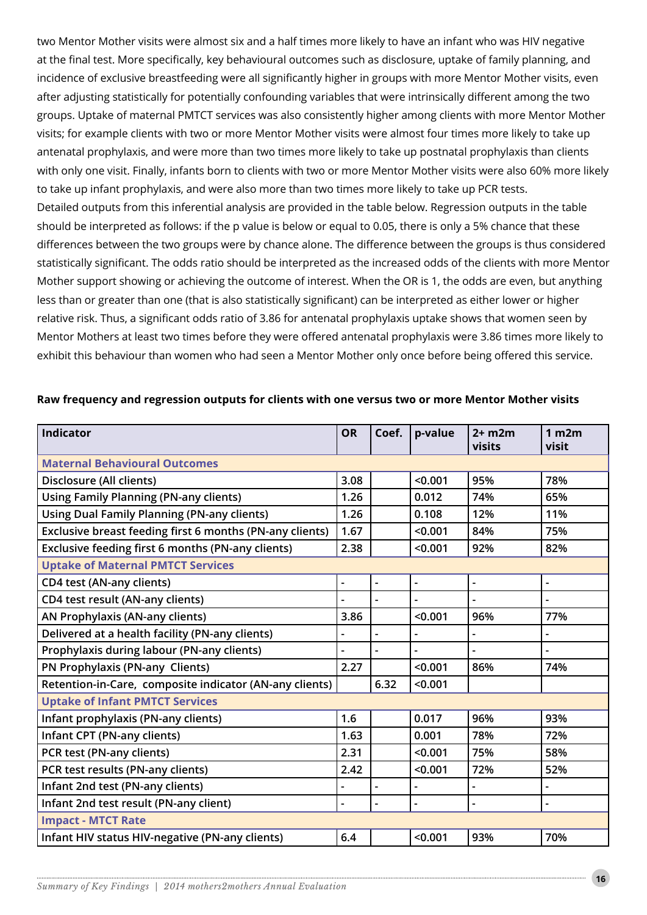two Mentor Mother visits were almost six and a half times more likely to have an infant who was HIV negative at the final test. More specifically, key behavioural outcomes such as disclosure, uptake of family planning, and incidence of exclusive breastfeeding were all significantly higher in groups with more Mentor Mother visits, even after adjusting statistically for potentially confounding variables that were intrinsically different among the two groups. Uptake of maternal PMTCT services was also consistently higher among clients with more Mentor Mother visits; for example clients with two or more Mentor Mother visits were almost four times more likely to take up antenatal prophylaxis, and were more than two times more likely to take up postnatal prophylaxis than clients with only one visit. Finally, infants born to clients with two or more Mentor Mother visits were also 60% more likely to take up infant prophylaxis, and were also more than two times more likely to take up PCR tests.

Detailed outputs from this inferential analysis are provided in the table below. Regression outputs in the table should be interpreted as follows: if the p value is below or equal to 0.05, there is only a 5% chance that these differences between the two groups were by chance alone. The difference between the groups is thus considered statistically significant. The odds ratio should be interpreted as the increased odds of the clients with more Mentor Mother support showing or achieving the outcome of interest. When the OR is 1, the odds are even, but anything less than or greater than one (that is also statistically significant) can be interpreted as either lower or higher relative risk. Thus, a significant odds ratio of 3.86 for antenatal prophylaxis uptake shows that women seen by Mentor Mothers at least two times before they were offered antenatal prophylaxis were 3.86 times more likely to exhibit this behaviour than women who had seen a Mentor Mother only once before being offered this service.

**Raw frequency and regression outputs for clients with one versus two or more Mentor Mother visits**

| Indicator | OR | Coef. | p-value | 2+ m2m visits | 1 m2m visit |
|---|---|---|---|---|---|
| **Maternal Behavioural Outcomes** | | | | | |
| Disclosure (All clients) | 3.08 | | <0.001 | 95% | 78% |
| Using Family Planning (PN-any clients) | 1.26 | | 0.012 | 74% | 65% |
| Using Dual Family Planning (PN-any clients) | 1.26 | | 0.108 | 12% | 11% |
| Exclusive breast feeding first 6 months (PN-any clients) | 1.67 | | <0.001 | 84% | 75% |
| Exclusive feeding first 6 months (PN-any clients) | 2.38 | | <0.001 | 92% | 82% |
| **Uptake of Maternal PMTCT Services** | | | | | |
| CD4 test (AN-any clients) | - | - | - | - | - |
| CD4 test result (AN-any clients) | - | - | - | - | - |
| AN Prophylaxis (AN-any clients) | 3.86 | | <0.001 | 96% | 77% |
| Delivered at a health facility (PN-any clients) | - | - | - | - | - |
| Prophylaxis during labour (PN-any clients) | - | - | - | - | - |
| PN Prophylaxis (PN-any Clients) | 2.27 | | <0.001 | 86% | 74% |
| Retention-in-Care, composite indicator (AN-any clients) | | 6.32 | <0.001 | | |
| **Uptake of Infant PMTCT Services** | | | | | |
| Infant prophylaxis (PN-any clients) | 1.6 | | 0.017 | 96% | 93% |
| Infant CPT (PN-any clients) | 1.63 | | 0.001 | 78% | 72% |
| PCR test (PN-any clients) | 2.31 | | <0.001 | 75% | 58% |
| PCR test results (PN-any clients) | 2.42 | | <0.001 | 72% | 52% |
| Infant 2nd test (PN-any clients) | - | - | - | - | - |
| Infant 2nd test result (PN-any client) | - | - | - | - | - |
| **Impact - MTCT Rate** | | | | | |
| Infant HIV status HIV-negative (PN-any clients) | 6.4 | | <0.001 | 93% | 70% |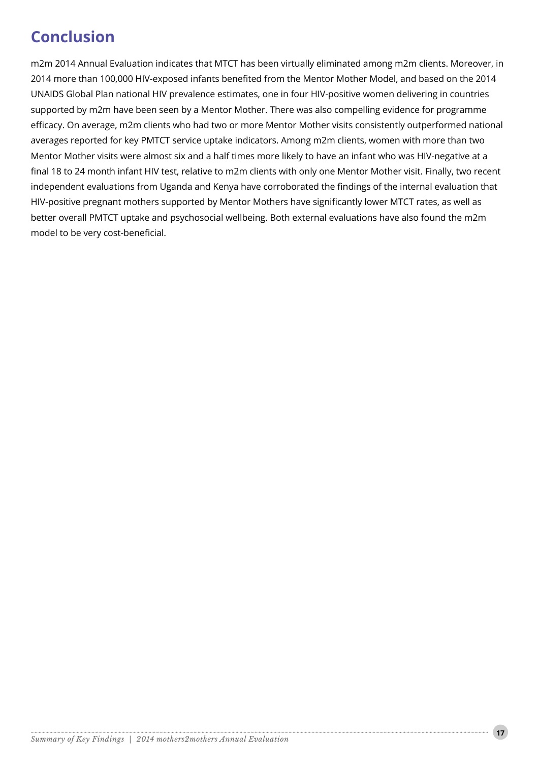# Conclusion

m2m 2014 Annual Evaluation indicates that MTCT has been virtually eliminated among m2m clients. Moreover, in 2014 more than 100,000 HIV-exposed infants benefited from the Mentor Mother Model, and based on the 2014 UNAIDS Global Plan national HIV prevalence estimates, one in four HIV-positive women delivering in countries supported by m2m have been seen by a Mentor Mother. There was also compelling evidence for programme efficacy. On average, m2m clients who had two or more Mentor Mother visits consistently outperformed national averages reported for key PMTCT service uptake indicators. Among m2m clients, women with more than two Mentor Mother visits were almost six and a half times more likely to have an infant who was HIV-negative at a final 18 to 24 month infant HIV test, relative to m2m clients with only one Mentor Mother visit. Finally, two recent independent evaluations from Uganda and Kenya have corroborated the findings of the internal evaluation that HIV-positive pregnant mothers supported by Mentor Mothers have significantly lower MTCT rates, as well as better overall PMTCT uptake and psychosocial wellbeing. Both external evaluations have also found the m2m model to be very cost-beneficial.